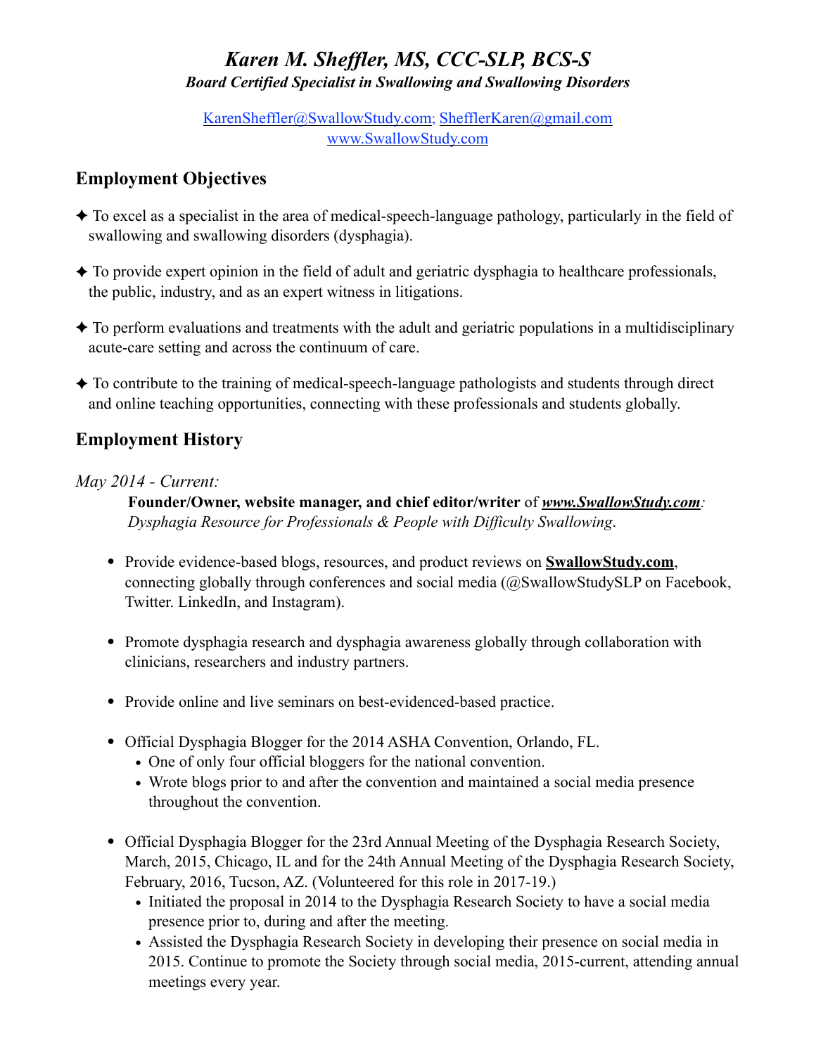# *Karen M. Sheffler, MS, CCC-SLP, BCS-S*

***Board Certified Specialist in Swallowing and Swallowing Disorders***

KarenSheffler@SwallowStudy.com; ShefflerKaren@gmail.com
www.SwallowStudy.com

## Employment Objectives

✦ To excel as a specialist in the area of medical-speech-language pathology, particularly in the field of swallowing and swallowing disorders (dysphagia).

✦ To provide expert opinion in the field of adult and geriatric dysphagia to healthcare professionals, the public, industry, and as an expert witness in litigations.

✦ To perform evaluations and treatments with the adult and geriatric populations in a multidisciplinary acute-care setting and across the continuum of care.

✦ To contribute to the training of medical-speech-language pathologists and students through direct and online teaching opportunities, connecting with these professionals and students globally.

## Employment History

*May 2014 - Current:*

**Founder/Owner, website manager, and chief editor/writer** of ***www.SwallowStudy.com***: *Dysphagia Resource for Professionals & People with Difficulty Swallowing*.

- Provide evidence-based blogs, resources, and product reviews on **SwallowStudy.com**, connecting globally through conferences and social media (@SwallowStudySLP on Facebook, Twitter. LinkedIn, and Instagram).
- Promote dysphagia research and dysphagia awareness globally through collaboration with clinicians, researchers and industry partners.
- Provide online and live seminars on best-evidenced-based practice.
- Official Dysphagia Blogger for the 2014 ASHA Convention, Orlando, FL.
  - One of only four official bloggers for the national convention.
  - Wrote blogs prior to and after the convention and maintained a social media presence throughout the convention.
- Official Dysphagia Blogger for the 23rd Annual Meeting of the Dysphagia Research Society, March, 2015, Chicago, IL and for the 24th Annual Meeting of the Dysphagia Research Society, February, 2016, Tucson, AZ. (Volunteered for this role in 2017-19.)
  - Initiated the proposal in 2014 to the Dysphagia Research Society to have a social media presence prior to, during and after the meeting.
  - Assisted the Dysphagia Research Society in developing their presence on social media in 2015. Continue to promote the Society through social media, 2015-current, attending annual meetings every year.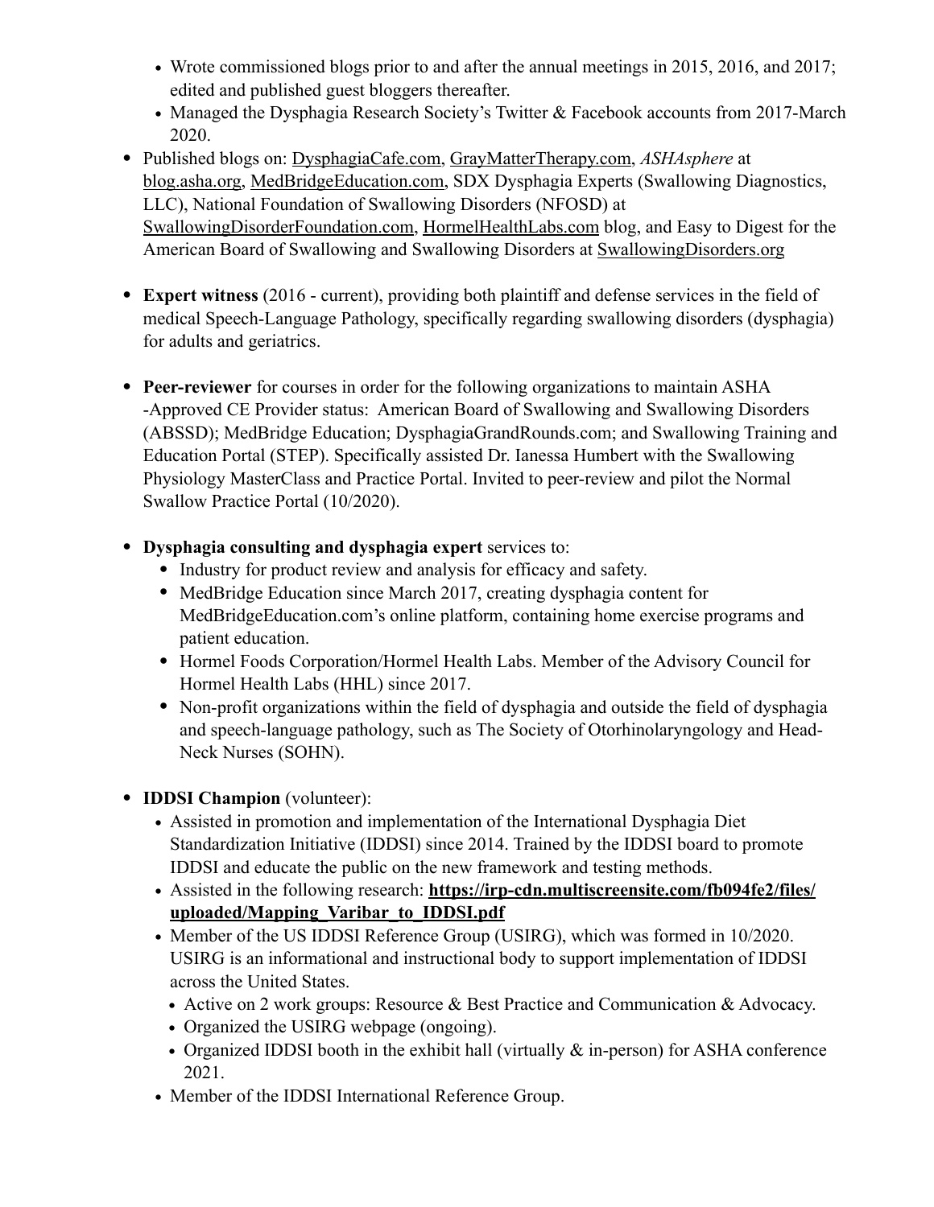- Wrote commissioned blogs prior to and after the annual meetings in 2015, 2016, and 2017; edited and published guest bloggers thereafter.
  - Managed the Dysphagia Research Society's Twitter & Facebook accounts from 2017-March 2020.
- Published blogs on: DysphagiaCafe.com, GrayMatterTherapy.com, *ASHAsphere* at blog.asha.org, MedBridgeEducation.com, SDX Dysphagia Experts (Swallowing Diagnostics, LLC), National Foundation of Swallowing Disorders (NFOSD) at SwallowingDisorderFoundation.com, HormelHealthLabs.com blog, and Easy to Digest for the American Board of Swallowing and Swallowing Disorders at SwallowingDisorders.org

- **Expert witness** (2016 - current), providing both plaintiff and defense services in the field of medical Speech-Language Pathology, specifically regarding swallowing disorders (dysphagia) for adults and geriatrics.

- **Peer-reviewer** for courses in order for the following organizations to maintain ASHA -Approved CE Provider status: American Board of Swallowing and Swallowing Disorders (ABSSD); MedBridge Education; DysphagiaGrandRounds.com; and Swallowing Training and Education Portal (STEP). Specifically assisted Dr. Ianessa Humbert with the Swallowing Physiology MasterClass and Practice Portal. Invited to peer-review and pilot the Normal Swallow Practice Portal (10/2020).

- **Dysphagia consulting and dysphagia expert** services to:
  - Industry for product review and analysis for efficacy and safety.
  - MedBridge Education since March 2017, creating dysphagia content for MedBridgeEducation.com's online platform, containing home exercise programs and patient education.
  - Hormel Foods Corporation/Hormel Health Labs. Member of the Advisory Council for Hormel Health Labs (HHL) since 2017.
  - Non-profit organizations within the field of dysphagia and outside the field of dysphagia and speech-language pathology, such as The Society of Otorhinolaryngology and Head-Neck Nurses (SOHN).

- **IDDSI Champion** (volunteer):
  - Assisted in promotion and implementation of the International Dysphagia Diet Standardization Initiative (IDDSI) since 2014. Trained by the IDDSI board to promote IDDSI and educate the public on the new framework and testing methods.
  - Assisted in the following research: **https://irp-cdn.multiscreensite.com/fb094fe2/files/uploaded/Mapping_Varibar_to_IDDSI.pdf**
  - Member of the US IDDSI Reference Group (USIRG), which was formed in 10/2020. USIRG is an informational and instructional body to support implementation of IDDSI across the United States.
    - Active on 2 work groups: Resource & Best Practice and Communication & Advocacy.
    - Organized the USIRG webpage (ongoing).
    - Organized IDDSI booth in the exhibit hall (virtually & in-person) for ASHA conference 2021.
  - Member of the IDDSI International Reference Group.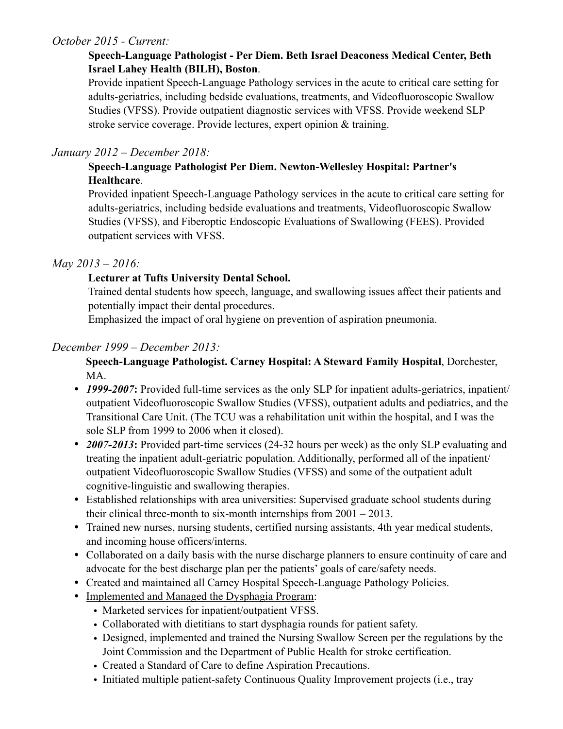*October 2015 - Current:*

**Speech-Language Pathologist - Per Diem. Beth Israel Deaconess Medical Center, Beth Israel Lahey Health (BILH), Boston**.

Provide inpatient Speech-Language Pathology services in the acute to critical care setting for adults-geriatrics, including bedside evaluations, treatments, and Videofluoroscopic Swallow Studies (VFSS). Provide outpatient diagnostic services with VFSS. Provide weekend SLP stroke service coverage. Provide lectures, expert opinion & training.

*January 2012 – December 2018:*

**Speech-Language Pathologist Per Diem. Newton-Wellesley Hospital: Partner's Healthcare**.

Provided inpatient Speech-Language Pathology services in the acute to critical care setting for adults-geriatrics, including bedside evaluations and treatments, Videofluoroscopic Swallow Studies (VFSS), and Fiberoptic Endoscopic Evaluations of Swallowing (FEES). Provided outpatient services with VFSS.

*May 2013 – 2016:*

**Lecturer at Tufts University Dental School.**

Trained dental students how speech, language, and swallowing issues affect their patients and potentially impact their dental procedures.

Emphasized the impact of oral hygiene on prevention of aspiration pneumonia.

*December 1999 – December 2013:*

**Speech-Language Pathologist. Carney Hospital: A Steward Family Hospital**, Dorchester, MA.

- ***1999-2007*****:** Provided full-time services as the only SLP for inpatient adults-geriatrics, inpatient/outpatient Videofluoroscopic Swallow Studies (VFSS), outpatient adults and pediatrics, and the Transitional Care Unit. (The TCU was a rehabilitation unit within the hospital, and I was the sole SLP from 1999 to 2006 when it closed).
- ***2007-2013*****:** Provided part-time services (24-32 hours per week) as the only SLP evaluating and treating the inpatient adult-geriatric population. Additionally, performed all of the inpatient/outpatient Videofluoroscopic Swallow Studies (VFSS) and some of the outpatient adult cognitive-linguistic and swallowing therapies.
- Established relationships with area universities: Supervised graduate school students during their clinical three-month to six-month internships from 2001 – 2013.
- Trained new nurses, nursing students, certified nursing assistants, 4th year medical students, and incoming house officers/interns.
- Collaborated on a daily basis with the nurse discharge planners to ensure continuity of care and advocate for the best discharge plan per the patients' goals of care/safety needs.
- Created and maintained all Carney Hospital Speech-Language Pathology Policies.
- <u>Implemented and Managed the Dysphagia Program</u>:
  - Marketed services for inpatient/outpatient VFSS.
  - Collaborated with dietitians to start dysphagia rounds for patient safety.
  - Designed, implemented and trained the Nursing Swallow Screen per the regulations by the Joint Commission and the Department of Public Health for stroke certification.
  - Created a Standard of Care to define Aspiration Precautions.
  - Initiated multiple patient-safety Continuous Quality Improvement projects (i.e., tray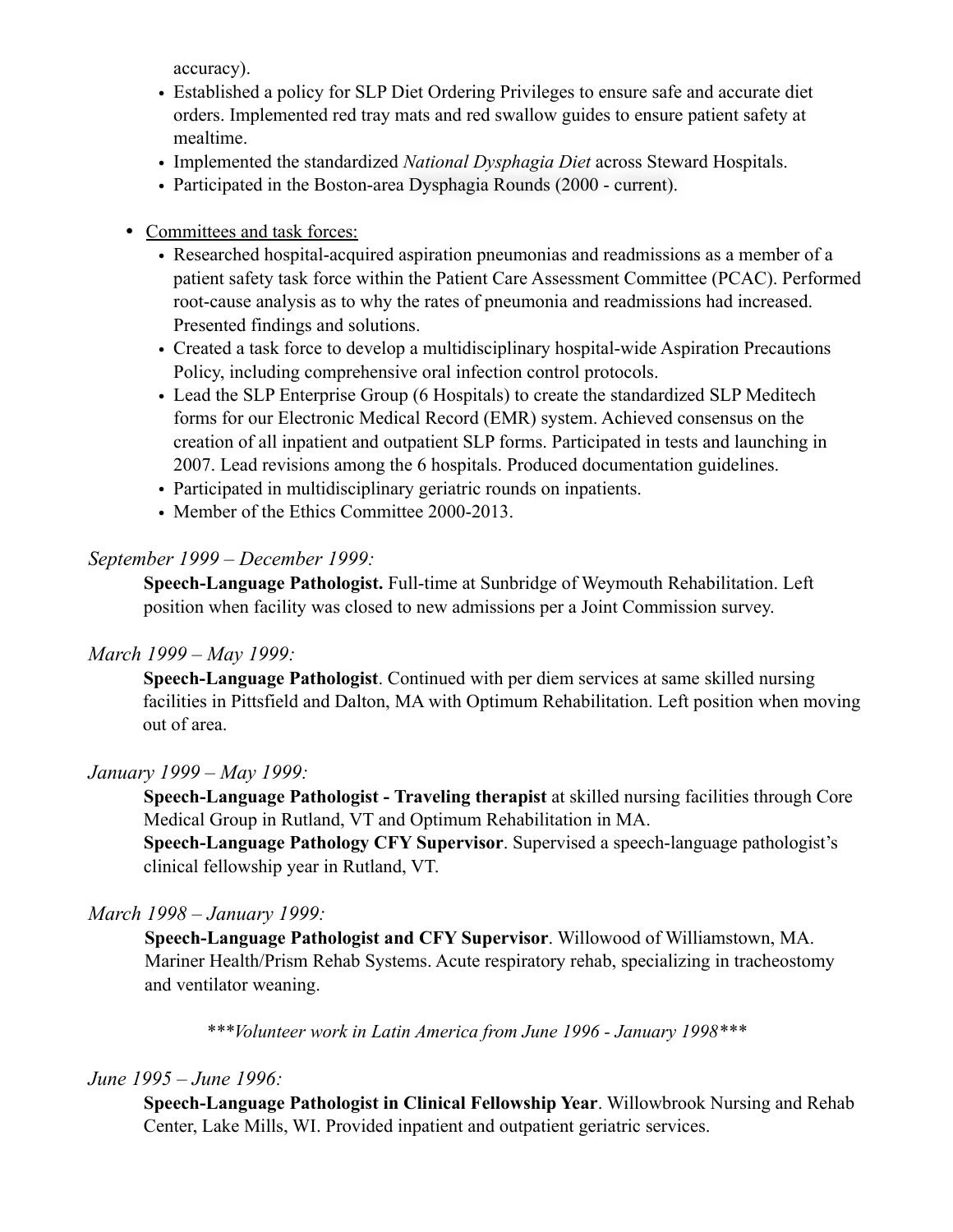accuracy).

- Established a policy for SLP Diet Ordering Privileges to ensure safe and accurate diet orders. Implemented red tray mats and red swallow guides to ensure patient safety at mealtime.
- Implemented the standardized *National Dysphagia Diet* across Steward Hospitals.
- Participated in the Boston-area Dysphagia Rounds (2000 - current).

- Committees and task forces:
  - Researched hospital-acquired aspiration pneumonias and readmissions as a member of a patient safety task force within the Patient Care Assessment Committee (PCAC). Performed root-cause analysis as to why the rates of pneumonia and readmissions had increased. Presented findings and solutions.
  - Created a task force to develop a multidisciplinary hospital-wide Aspiration Precautions Policy, including comprehensive oral infection control protocols.
  - Lead the SLP Enterprise Group (6 Hospitals) to create the standardized SLP Meditech forms for our Electronic Medical Record (EMR) system. Achieved consensus on the creation of all inpatient and outpatient SLP forms. Participated in tests and launching in 2007. Lead revisions among the 6 hospitals. Produced documentation guidelines.
  - Participated in multidisciplinary geriatric rounds on inpatients.
  - Member of the Ethics Committee 2000-2013.

*September 1999 – December 1999:*

**Speech-Language Pathologist.** Full-time at Sunbridge of Weymouth Rehabilitation. Left position when facility was closed to new admissions per a Joint Commission survey.

*March 1999 – May 1999:*

**Speech-Language Pathologist**. Continued with per diem services at same skilled nursing facilities in Pittsfield and Dalton, MA with Optimum Rehabilitation. Left position when moving out of area.

*January 1999 – May 1999:*

**Speech-Language Pathologist - Traveling therapist** at skilled nursing facilities through Core Medical Group in Rutland, VT and Optimum Rehabilitation in MA.
**Speech-Language Pathology CFY Supervisor**. Supervised a speech-language pathologist's clinical fellowship year in Rutland, VT.

*March 1998 – January 1999:*

**Speech-Language Pathologist and CFY Supervisor**. Willowood of Williamstown, MA. Mariner Health/Prism Rehab Systems. Acute respiratory rehab, specializing in tracheostomy and ventilator weaning.

****\*Volunteer work in Latin America from June 1996 - January 1998\*****

*June 1995 – June 1996:*

**Speech-Language Pathologist in Clinical Fellowship Year**. Willowbrook Nursing and Rehab Center, Lake Mills, WI. Provided inpatient and outpatient geriatric services.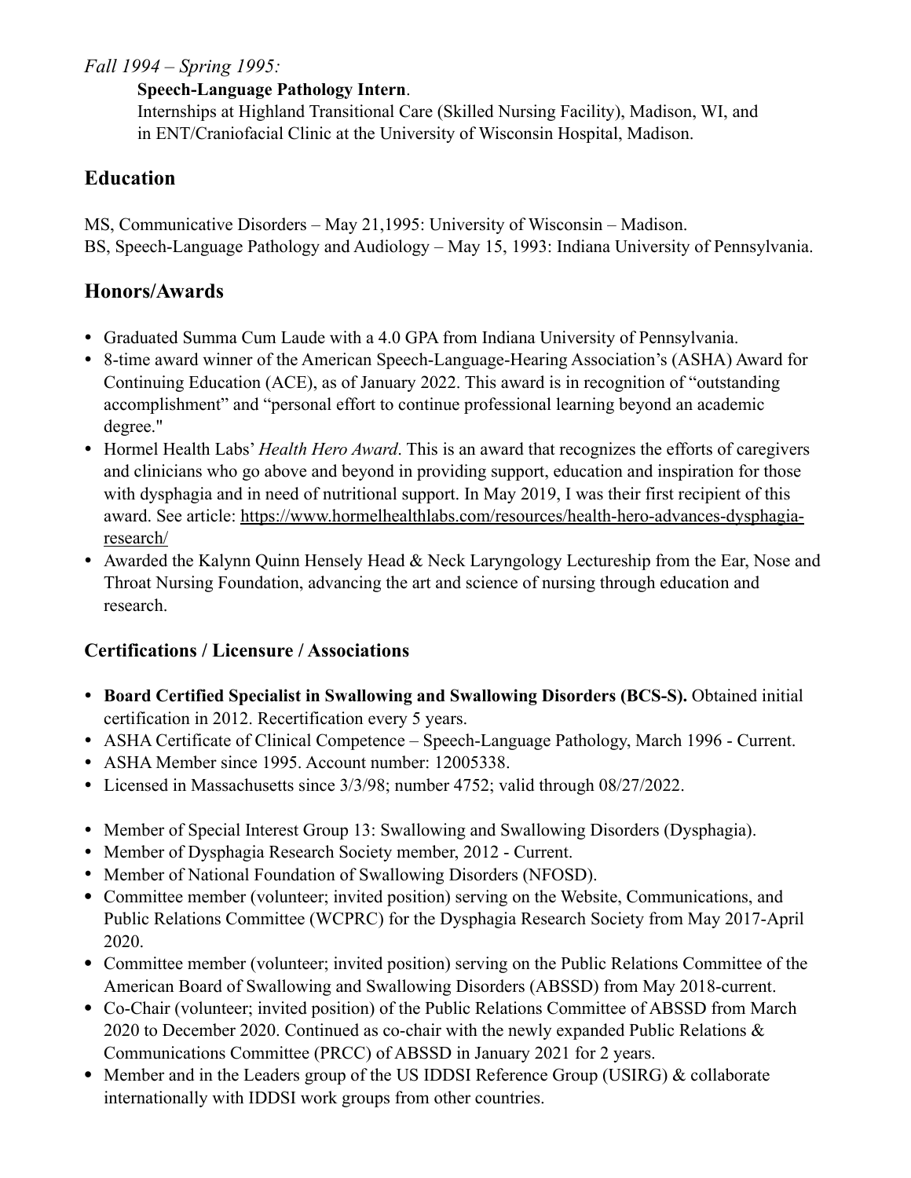*Fall 1994 – Spring 1995:*

**Speech-Language Pathology Intern**.
Internships at Highland Transitional Care (Skilled Nursing Facility), Madison, WI, and in ENT/Craniofacial Clinic at the University of Wisconsin Hospital, Madison.

## Education

MS, Communicative Disorders – May 21,1995: University of Wisconsin – Madison.
BS, Speech-Language Pathology and Audiology – May 15, 1993: Indiana University of Pennsylvania.

## Honors/Awards

- Graduated Summa Cum Laude with a 4.0 GPA from Indiana University of Pennsylvania.
- 8-time award winner of the American Speech-Language-Hearing Association's (ASHA) Award for Continuing Education (ACE), as of January 2022. This award is in recognition of "outstanding accomplishment" and "personal effort to continue professional learning beyond an academic degree."
- Hormel Health Labs' *Health Hero Award*. This is an award that recognizes the efforts of caregivers and clinicians who go above and beyond in providing support, education and inspiration for those with dysphagia and in need of nutritional support. In May 2019, I was their first recipient of this award. See article: https://www.hormelhealthlabs.com/resources/health-hero-advances-dysphagia-research/
- Awarded the Kalynn Quinn Hensely Head & Neck Laryngology Lectureship from the Ear, Nose and Throat Nursing Foundation, advancing the art and science of nursing through education and research.

### Certifications / Licensure / Associations

- **Board Certified Specialist in Swallowing and Swallowing Disorders (BCS-S).** Obtained initial certification in 2012. Recertification every 5 years.
- ASHA Certificate of Clinical Competence – Speech-Language Pathology, March 1996 - Current.
- ASHA Member since 1995. Account number: 12005338.
- Licensed in Massachusetts since 3/3/98; number 4752; valid through 08/27/2022.

- Member of Special Interest Group 13: Swallowing and Swallowing Disorders (Dysphagia).
- Member of Dysphagia Research Society member, 2012 - Current.
- Member of National Foundation of Swallowing Disorders (NFOSD).
- Committee member (volunteer; invited position) serving on the Website, Communications, and Public Relations Committee (WCPRC) for the Dysphagia Research Society from May 2017-April 2020.
- Committee member (volunteer; invited position) serving on the Public Relations Committee of the American Board of Swallowing and Swallowing Disorders (ABSSD) from May 2018-current.
- Co-Chair (volunteer; invited position) of the Public Relations Committee of ABSSD from March 2020 to December 2020. Continued as co-chair with the newly expanded Public Relations & Communications Committee (PRCC) of ABSSD in January 2021 for 2 years.
- Member and in the Leaders group of the US IDDSI Reference Group (USIRG) & collaborate internationally with IDDSI work groups from other countries.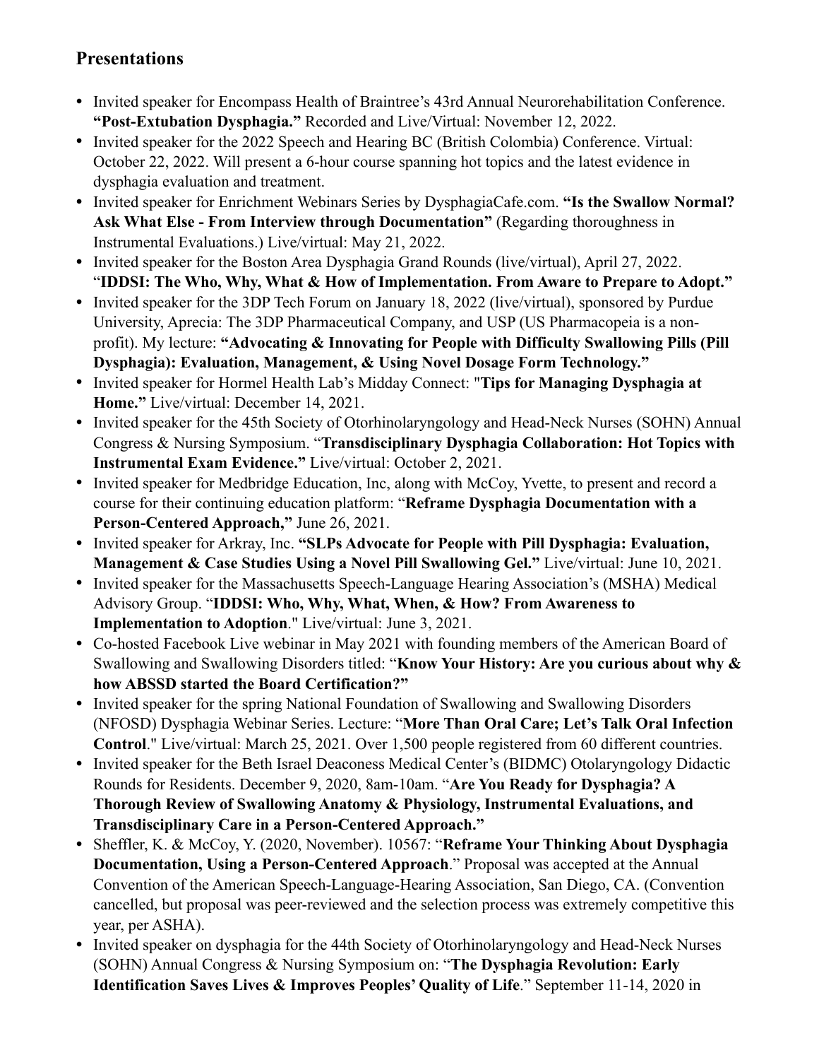## Presentations

- Invited speaker for Encompass Health of Braintree's 43rd Annual Neurorehabilitation Conference. **"Post-Extubation Dysphagia."** Recorded and Live/Virtual: November 12, 2022.
- Invited speaker for the 2022 Speech and Hearing BC (British Colombia) Conference. Virtual: October 22, 2022. Will present a 6-hour course spanning hot topics and the latest evidence in dysphagia evaluation and treatment.
- Invited speaker for Enrichment Webinars Series by DysphagiaCafe.com. **"Is the Swallow Normal? Ask What Else - From Interview through Documentation"** (Regarding thoroughness in Instrumental Evaluations.) Live/virtual: May 21, 2022.
- Invited speaker for the Boston Area Dysphagia Grand Rounds (live/virtual), April 27, 2022. "**IDDSI: The Who, Why, What & How of Implementation. From Aware to Prepare to Adopt."**
- Invited speaker for the 3DP Tech Forum on January 18, 2022 (live/virtual), sponsored by Purdue University, Aprecia: The 3DP Pharmaceutical Company, and USP (US Pharmacopeia is a non-profit). My lecture: **"Advocating & Innovating for People with Difficulty Swallowing Pills (Pill Dysphagia): Evaluation, Management, & Using Novel Dosage Form Technology."**
- Invited speaker for Hormel Health Lab's Midday Connect: "**Tips for Managing Dysphagia at Home."** Live/virtual: December 14, 2021.
- Invited speaker for the 45th Society of Otorhinolaryngology and Head-Neck Nurses (SOHN) Annual Congress & Nursing Symposium. "**Transdisciplinary Dysphagia Collaboration: Hot Topics with Instrumental Exam Evidence."** Live/virtual: October 2, 2021.
- Invited speaker for Medbridge Education, Inc, along with McCoy, Yvette, to present and record a course for their continuing education platform: "**Reframe Dysphagia Documentation with a Person-Centered Approach,"** June 26, 2021.
- Invited speaker for Arkray, Inc. **"SLPs Advocate for People with Pill Dysphagia: Evaluation, Management & Case Studies Using a Novel Pill Swallowing Gel."** Live/virtual: June 10, 2021.
- Invited speaker for the Massachusetts Speech-Language Hearing Association's (MSHA) Medical Advisory Group. "**IDDSI: Who, Why, What, When, & How? From Awareness to Implementation to Adoption**." Live/virtual: June 3, 2021.
- Co-hosted Facebook Live webinar in May 2021 with founding members of the American Board of Swallowing and Swallowing Disorders titled: "**Know Your History: Are you curious about why & how ABSSD started the Board Certification?"**
- Invited speaker for the spring National Foundation of Swallowing and Swallowing Disorders (NFOSD) Dysphagia Webinar Series. Lecture: "**More Than Oral Care; Let's Talk Oral Infection Control**." Live/virtual: March 25, 2021. Over 1,500 people registered from 60 different countries.
- Invited speaker for the Beth Israel Deaconess Medical Center's (BIDMC) Otolaryngology Didactic Rounds for Residents. December 9, 2020, 8am-10am. "**Are You Ready for Dysphagia? A Thorough Review of Swallowing Anatomy & Physiology, Instrumental Evaluations, and Transdisciplinary Care in a Person-Centered Approach."**
- Sheffler, K. & McCoy, Y. (2020, November). 10567: "**Reframe Your Thinking About Dysphagia Documentation, Using a Person-Centered Approach**." Proposal was accepted at the Annual Convention of the American Speech-Language-Hearing Association, San Diego, CA. (Convention cancelled, but proposal was peer-reviewed and the selection process was extremely competitive this year, per ASHA).
- Invited speaker on dysphagia for the 44th Society of Otorhinolaryngology and Head-Neck Nurses (SOHN) Annual Congress & Nursing Symposium on: "**The Dysphagia Revolution: Early Identification Saves Lives & Improves Peoples' Quality of Life**." September 11-14, 2020 in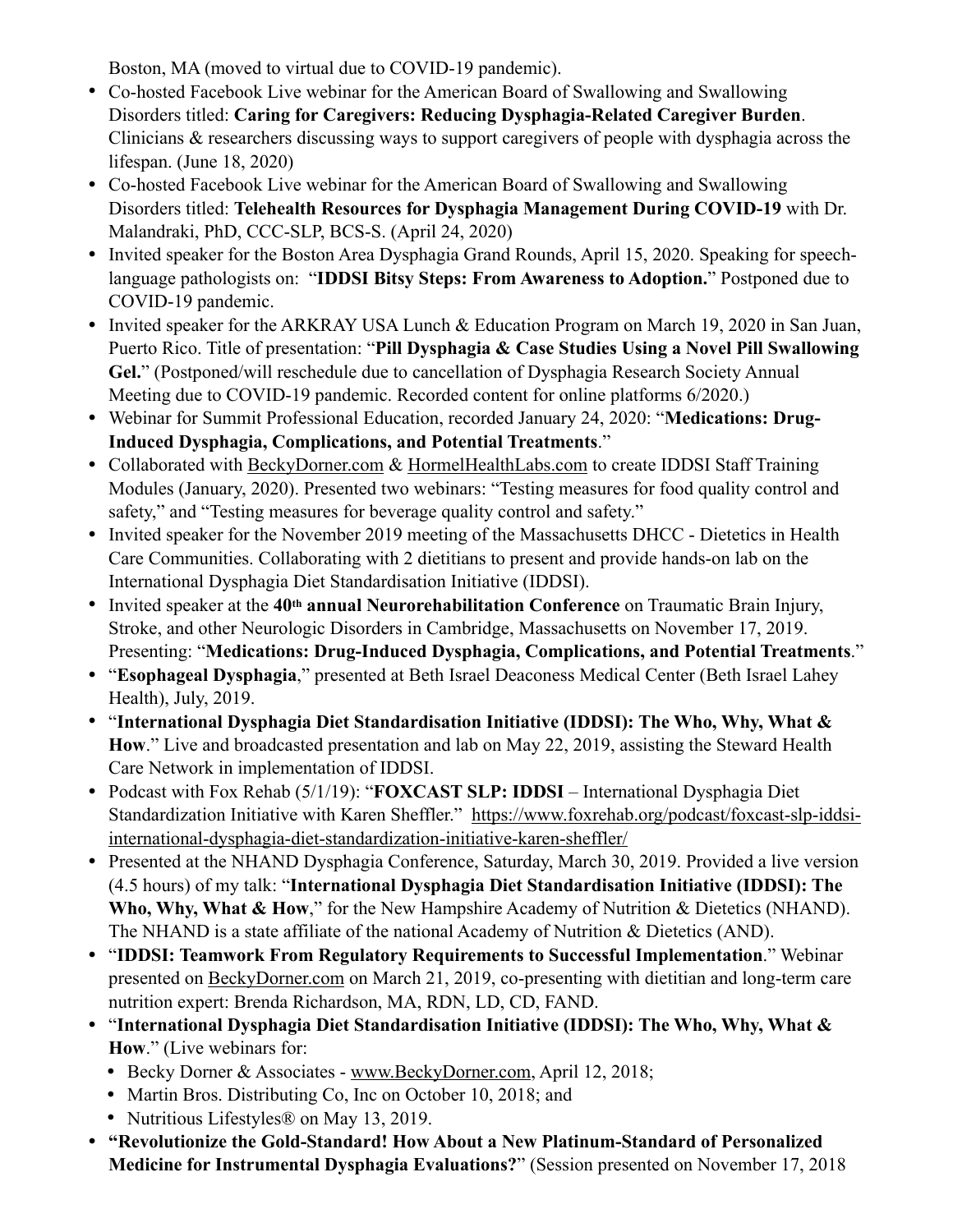Boston, MA (moved to virtual due to COVID-19 pandemic).

- Co-hosted Facebook Live webinar for the American Board of Swallowing and Swallowing Disorders titled: **Caring for Caregivers: Reducing Dysphagia-Related Caregiver Burden**. Clinicians & researchers discussing ways to support caregivers of people with dysphagia across the lifespan. (June 18, 2020)
- Co-hosted Facebook Live webinar for the American Board of Swallowing and Swallowing Disorders titled: **Telehealth Resources for Dysphagia Management During COVID-19** with Dr. Malandraki, PhD, CCC-SLP, BCS-S. (April 24, 2020)
- Invited speaker for the Boston Area Dysphagia Grand Rounds, April 15, 2020. Speaking for speech-language pathologists on: "**IDDSI Bitsy Steps: From Awareness to Adoption.**" Postponed due to COVID-19 pandemic.
- Invited speaker for the ARKRAY USA Lunch & Education Program on March 19, 2020 in San Juan, Puerto Rico. Title of presentation: "**Pill Dysphagia & Case Studies Using a Novel Pill Swallowing Gel.**" (Postponed/will reschedule due to cancellation of Dysphagia Research Society Annual Meeting due to COVID-19 pandemic. Recorded content for online platforms 6/2020.)
- Webinar for Summit Professional Education, recorded January 24, 2020: "**Medications: Drug-Induced Dysphagia, Complications, and Potential Treatments**."
- Collaborated with BeckyDorner.com & HormelHealthLabs.com to create IDDSI Staff Training Modules (January, 2020). Presented two webinars: "Testing measures for food quality control and safety," and "Testing measures for beverage quality control and safety."
- Invited speaker for the November 2019 meeting of the Massachusetts DHCC - Dietetics in Health Care Communities. Collaborating with 2 dietitians to present and provide hands-on lab on the International Dysphagia Diet Standardisation Initiative (IDDSI).
- Invited speaker at the **40th annual Neurorehabilitation Conference** on Traumatic Brain Injury, Stroke, and other Neurologic Disorders in Cambridge, Massachusetts on November 17, 2019. Presenting: "**Medications: Drug-Induced Dysphagia, Complications, and Potential Treatments**."
- "**Esophageal Dysphagia**," presented at Beth Israel Deaconess Medical Center (Beth Israel Lahey Health), July, 2019.
- "**International Dysphagia Diet Standardisation Initiative (IDDSI): The Who, Why, What & How**." Live and broadcasted presentation and lab on May 22, 2019, assisting the Steward Health Care Network in implementation of IDDSI.
- Podcast with Fox Rehab (5/1/19): "**FOXCAST SLP: IDDSI** – International Dysphagia Diet Standardization Initiative with Karen Sheffler." https://www.foxrehab.org/podcast/foxcast-slp-iddsi-international-dysphagia-diet-standardization-initiative-karen-sheffler/
- Presented at the NHAND Dysphagia Conference, Saturday, March 30, 2019. Provided a live version (4.5 hours) of my talk: "**International Dysphagia Diet Standardisation Initiative (IDDSI): The Who, Why, What & How**," for the New Hampshire Academy of Nutrition & Dietetics (NHAND). The NHAND is a state affiliate of the national Academy of Nutrition & Dietetics (AND).
- "**IDDSI: Teamwork From Regulatory Requirements to Successful Implementation**." Webinar presented on BeckyDorner.com on March 21, 2019, co-presenting with dietitian and long-term care nutrition expert: Brenda Richardson, MA, RDN, LD, CD, FAND.
- "**International Dysphagia Diet Standardisation Initiative (IDDSI): The Who, Why, What & How**." (Live webinars for:
  - Becky Dorner & Associates - www.BeckyDorner.com, April 12, 2018;
  - Martin Bros. Distributing Co, Inc on October 10, 2018; and
  - Nutritious Lifestyles® on May 13, 2019.
- **"Revolutionize the Gold-Standard! How About a New Platinum-Standard of Personalized Medicine for Instrumental Dysphagia Evaluations?**" (Session presented on November 17, 2018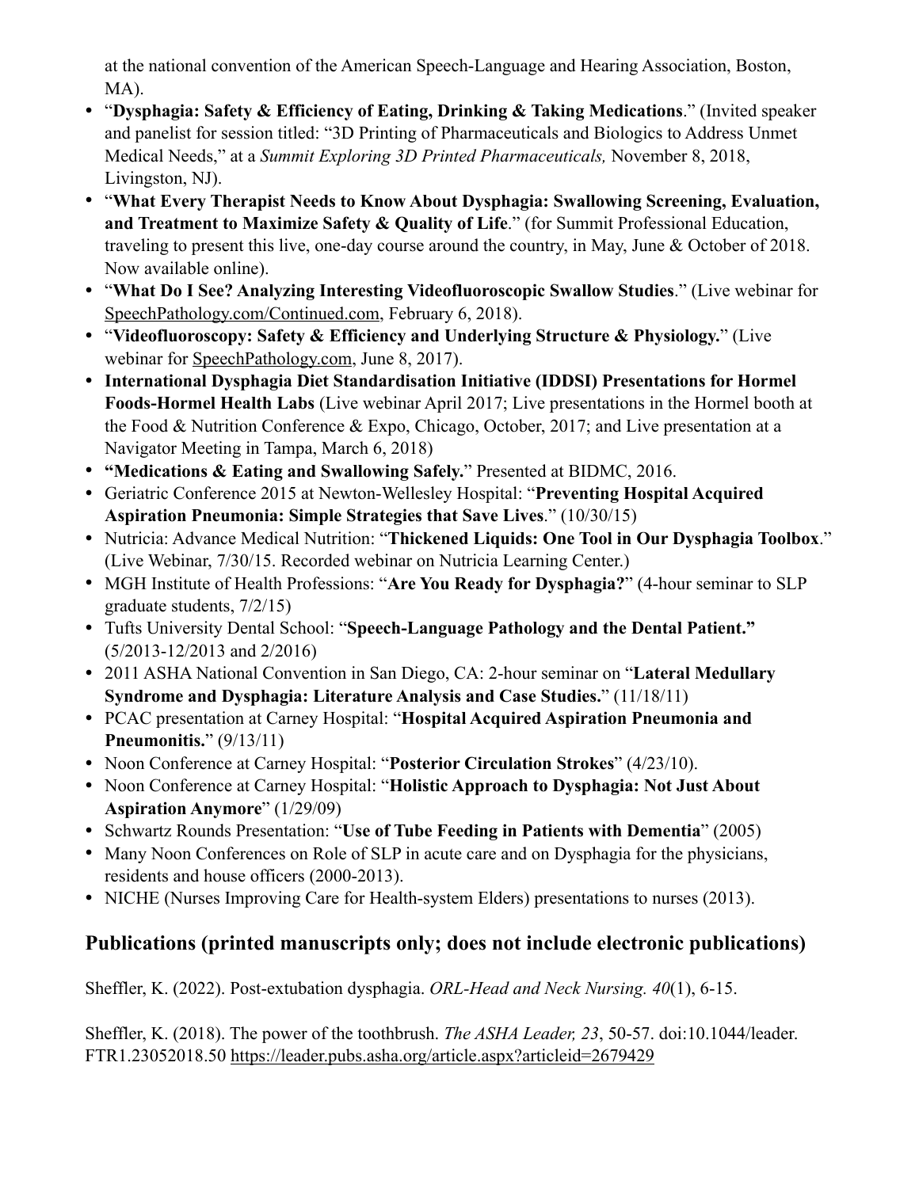at the national convention of the American Speech-Language and Hearing Association, Boston, MA).

- "**Dysphagia: Safety & Efficiency of Eating, Drinking & Taking Medications**." (Invited speaker and panelist for session titled: "3D Printing of Pharmaceuticals and Biologics to Address Unmet Medical Needs," at a *Summit Exploring 3D Printed Pharmaceuticals,* November 8, 2018, Livingston, NJ).
- "**What Every Therapist Needs to Know About Dysphagia: Swallowing Screening, Evaluation, and Treatment to Maximize Safety & Quality of Life**." (for Summit Professional Education, traveling to present this live, one-day course around the country, in May, June & October of 2018. Now available online).
- "**What Do I See? Analyzing Interesting Videofluoroscopic Swallow Studies**." (Live webinar for SpeechPathology.com/Continued.com, February 6, 2018).
- "**Videofluoroscopy: Safety & Efficiency and Underlying Structure & Physiology.**" (Live webinar for SpeechPathology.com, June 8, 2017).
- **International Dysphagia Diet Standardisation Initiative (IDDSI) Presentations for Hormel Foods-Hormel Health Labs** (Live webinar April 2017; Live presentations in the Hormel booth at the Food & Nutrition Conference & Expo, Chicago, October, 2017; and Live presentation at a Navigator Meeting in Tampa, March 6, 2018)
- **"Medications & Eating and Swallowing Safely.**" Presented at BIDMC, 2016.
- Geriatric Conference 2015 at Newton-Wellesley Hospital: "**Preventing Hospital Acquired Aspiration Pneumonia: Simple Strategies that Save Lives**." (10/30/15)
- Nutricia: Advance Medical Nutrition: "**Thickened Liquids: One Tool in Our Dysphagia Toolbox**." (Live Webinar, 7/30/15. Recorded webinar on Nutricia Learning Center.)
- MGH Institute of Health Professions: "**Are You Ready for Dysphagia?**" (4-hour seminar to SLP graduate students, 7/2/15)
- Tufts University Dental School: "**Speech-Language Pathology and the Dental Patient.**" (5/2013-12/2013 and 2/2016)
- 2011 ASHA National Convention in San Diego, CA: 2-hour seminar on "**Lateral Medullary Syndrome and Dysphagia: Literature Analysis and Case Studies.**" (11/18/11)
- PCAC presentation at Carney Hospital: "**Hospital Acquired Aspiration Pneumonia and Pneumonitis.**" (9/13/11)
- Noon Conference at Carney Hospital: "**Posterior Circulation Strokes**" (4/23/10).
- Noon Conference at Carney Hospital: "**Holistic Approach to Dysphagia: Not Just About Aspiration Anymore**" (1/29/09)
- Schwartz Rounds Presentation: "**Use of Tube Feeding in Patients with Dementia**" (2005)
- Many Noon Conferences on Role of SLP in acute care and on Dysphagia for the physicians, residents and house officers (2000-2013).
- NICHE (Nurses Improving Care for Health-system Elders) presentations to nurses (2013).

## Publications (printed manuscripts only; does not include electronic publications)

Sheffler, K. (2022). Post-extubation dysphagia. *ORL-Head and Neck Nursing. 40*(1), 6-15.

Sheffler, K. (2018). The power of the toothbrush. *The ASHA Leader, 23*, 50-57. doi:10.1044/leader.FTR1.23052018.50 https://leader.pubs.asha.org/article.aspx?articleid=2679429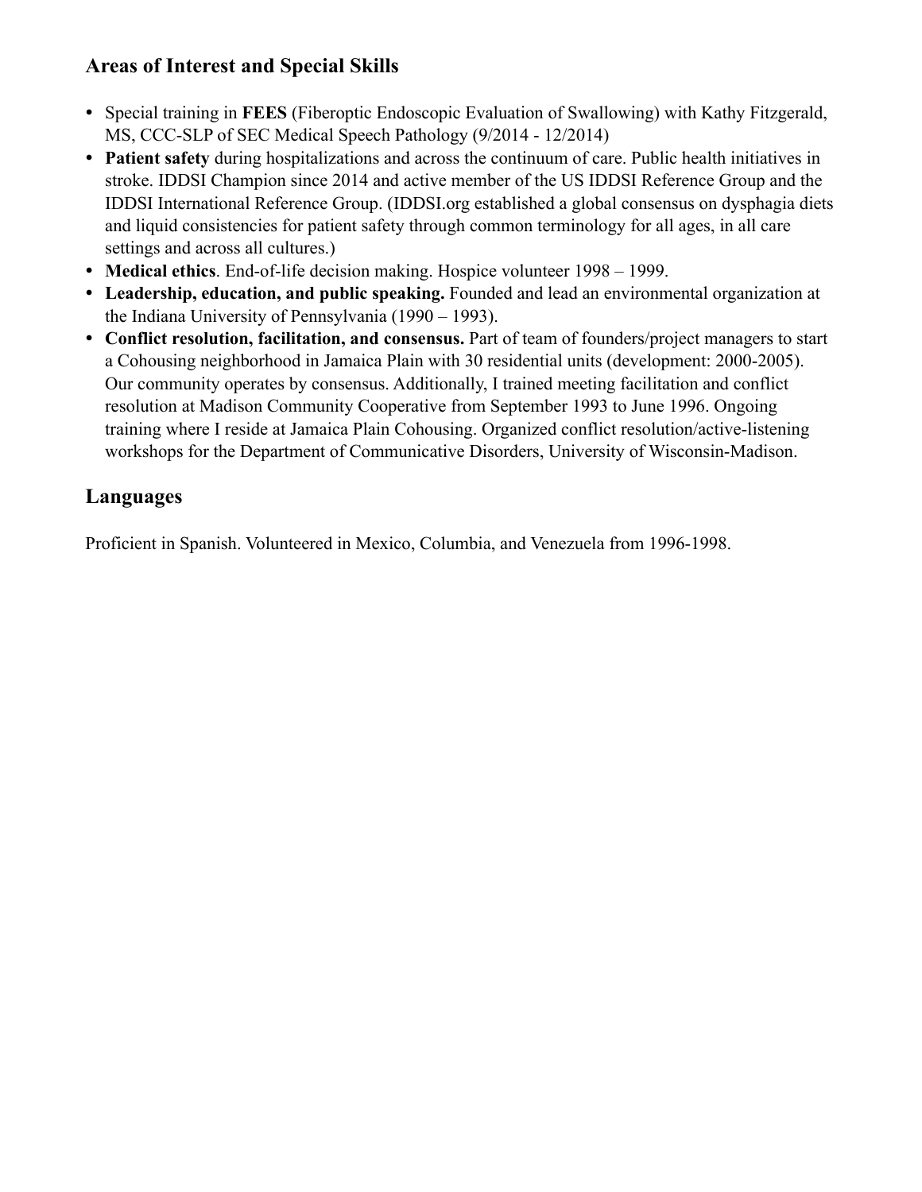## Areas of Interest and Special Skills

- Special training in **FEES** (Fiberoptic Endoscopic Evaluation of Swallowing) with Kathy Fitzgerald, MS, CCC-SLP of SEC Medical Speech Pathology (9/2014 - 12/2014)
- **Patient safety** during hospitalizations and across the continuum of care. Public health initiatives in stroke. IDDSI Champion since 2014 and active member of the US IDDSI Reference Group and the IDDSI International Reference Group. (IDDSI.org established a global consensus on dysphagia diets and liquid consistencies for patient safety through common terminology for all ages, in all care settings and across all cultures.)
- **Medical ethics**. End-of-life decision making. Hospice volunteer 1998 – 1999.
- **Leadership, education, and public speaking.** Founded and lead an environmental organization at the Indiana University of Pennsylvania (1990 – 1993).
- **Conflict resolution, facilitation, and consensus.** Part of team of founders/project managers to start a Cohousing neighborhood in Jamaica Plain with 30 residential units (development: 2000-2005). Our community operates by consensus. Additionally, I trained meeting facilitation and conflict resolution at Madison Community Cooperative from September 1993 to June 1996. Ongoing training where I reside at Jamaica Plain Cohousing. Organized conflict resolution/active-listening workshops for the Department of Communicative Disorders, University of Wisconsin-Madison.

## Languages

Proficient in Spanish. Volunteered in Mexico, Columbia, and Venezuela from 1996-1998.